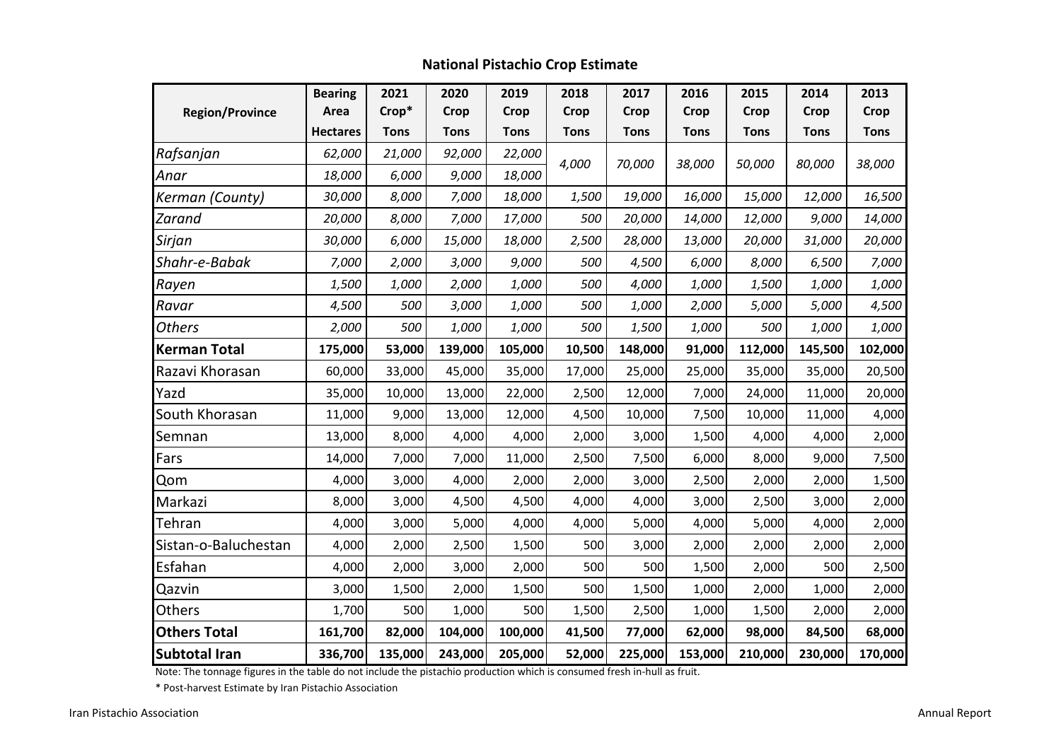## National Pistachio Crop Estimate

| Region/Province | Bearing Area Hectares | 2021 Crop* Tons | 2020 Crop Tons | 2019 Crop Tons | 2018 Crop Tons | 2017 Crop Tons | 2016 Crop Tons | 2015 Crop Tons | 2014 Crop Tons | 2013 Crop Tons |
|---|---|---|---|---|---|---|---|---|---|---|
| *Rafsanjan* | *62,000* | *21,000* | *92,000* | *22,000* | *4,000* | *70,000* | *38,000* | *50,000* | *80,000* | *38,000* |
| *Anar* | *18,000* | *6,000* | *9,000* | *18,000* | | | | | | |
| *Kerman (County)* | *30,000* | *8,000* | *7,000* | *18,000* | *1,500* | *19,000* | *16,000* | *15,000* | *12,000* | *16,500* |
| *Zarand* | *20,000* | *8,000* | *7,000* | *17,000* | *500* | *20,000* | *14,000* | *12,000* | *9,000* | *14,000* |
| *Sirjan* | *30,000* | *6,000* | *15,000* | *18,000* | *2,500* | *28,000* | *13,000* | *20,000* | *31,000* | *20,000* |
| *Shahr-e-Babak* | *7,000* | *2,000* | *3,000* | *9,000* | *500* | *4,500* | *6,000* | *8,000* | *6,500* | *7,000* |
| *Rayen* | *1,500* | *1,000* | *2,000* | *1,000* | *500* | *4,000* | *1,000* | *1,500* | *1,000* | *1,000* |
| *Ravar* | *4,500* | *500* | *3,000* | *1,000* | *500* | *1,000* | *2,000* | *5,000* | *5,000* | *4,500* |
| *Others* | *2,000* | *500* | *1,000* | *1,000* | *500* | *1,500* | *1,000* | *500* | *1,000* | *1,000* |
| **Kerman Total** | **175,000** | **53,000** | **139,000** | **105,000** | **10,500** | **148,000** | **91,000** | **112,000** | **145,500** | **102,000** |
| Razavi Khorasan | 60,000 | 33,000 | 45,000 | 35,000 | 17,000 | 25,000 | 25,000 | 35,000 | 35,000 | 20,500 |
| Yazd | 35,000 | 10,000 | 13,000 | 22,000 | 2,500 | 12,000 | 7,000 | 24,000 | 11,000 | 20,000 |
| South Khorasan | 11,000 | 9,000 | 13,000 | 12,000 | 4,500 | 10,000 | 7,500 | 10,000 | 11,000 | 4,000 |
| Semnan | 13,000 | 8,000 | 4,000 | 4,000 | 2,000 | 3,000 | 1,500 | 4,000 | 4,000 | 2,000 |
| Fars | 14,000 | 7,000 | 7,000 | 11,000 | 2,500 | 7,500 | 6,000 | 8,000 | 9,000 | 7,500 |
| Qom | 4,000 | 3,000 | 4,000 | 2,000 | 2,000 | 3,000 | 2,500 | 2,000 | 2,000 | 1,500 |
| Markazi | 8,000 | 3,000 | 4,500 | 4,500 | 4,000 | 4,000 | 3,000 | 2,500 | 3,000 | 2,000 |
| Tehran | 4,000 | 3,000 | 5,000 | 4,000 | 4,000 | 5,000 | 4,000 | 5,000 | 4,000 | 2,000 |
| Sistan-o-Baluchestan | 4,000 | 2,000 | 2,500 | 1,500 | 500 | 3,000 | 2,000 | 2,000 | 2,000 | 2,000 |
| Esfahan | 4,000 | 2,000 | 3,000 | 2,000 | 500 | 500 | 1,500 | 2,000 | 500 | 2,500 |
| Qazvin | 3,000 | 1,500 | 2,000 | 1,500 | 500 | 1,500 | 1,000 | 2,000 | 1,000 | 2,000 |
| Others | 1,700 | 500 | 1,000 | 500 | 1,500 | 2,500 | 1,000 | 1,500 | 2,000 | 2,000 |
| **Others Total** | **161,700** | **82,000** | **104,000** | **100,000** | **41,500** | **77,000** | **62,000** | **98,000** | **84,500** | **68,000** |
| **Subtotal Iran** | **336,700** | **135,000** | **243,000** | **205,000** | **52,000** | **225,000** | **153,000** | **210,000** | **230,000** | **170,000** |

Note: The tonnage figures in the table do not include the pistachio production which is consumed fresh in-hull as fruit.

* Post-harvest Estimate by Iran Pistachio Association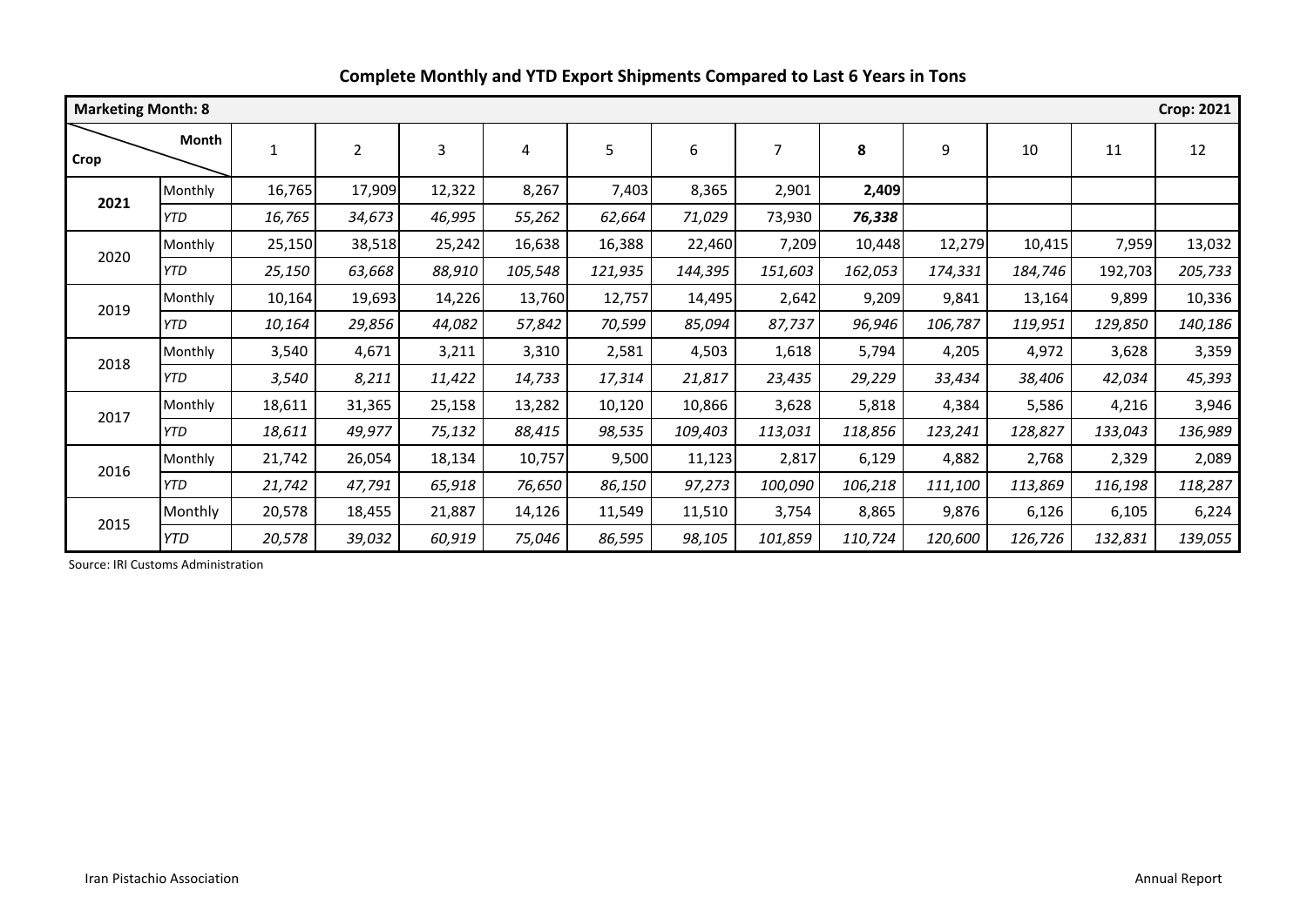**Complete Monthly and YTD Export Shipments Compared to Last 6 Years in Tons**

| **Marketing Month: 8** | | | | | | | | | | | | | **Crop: 2021** |
|---|---|---|---|---|---|---|---|---|---|---|---|---|---|
| **Crop** | **Month** | 1 | 2 | 3 | 4 | 5 | 6 | 7 | **8** | 9 | 10 | 11 | 12 |
| **2021** | Monthly | 16,765 | 17,909 | 12,322 | 8,267 | 7,403 | 8,365 | 2,901 | **2,409** | | | | |
| | *YTD* | *16,765* | *34,673* | *46,995* | *55,262* | *62,664* | *71,029* | 73,930 | ***76,338*** | | | | |
| 2020 | Monthly | 25,150 | 38,518 | 25,242 | 16,638 | 16,388 | 22,460 | 7,209 | 10,448 | 12,279 | 10,415 | 7,959 | 13,032 |
| | *YTD* | *25,150* | *63,668* | *88,910* | *105,548* | *121,935* | *144,395* | *151,603* | *162,053* | *174,331* | *184,746* | 192,703 | *205,733* |
| 2019 | Monthly | 10,164 | 19,693 | 14,226 | 13,760 | 12,757 | 14,495 | 2,642 | 9,209 | 9,841 | 13,164 | 9,899 | 10,336 |
| | *YTD* | *10,164* | *29,856* | *44,082* | *57,842* | *70,599* | *85,094* | *87,737* | *96,946* | *106,787* | *119,951* | *129,850* | *140,186* |
| 2018 | Monthly | 3,540 | 4,671 | 3,211 | 3,310 | 2,581 | 4,503 | 1,618 | 5,794 | 4,205 | 4,972 | 3,628 | 3,359 |
| | *YTD* | *3,540* | *8,211* | *11,422* | *14,733* | *17,314* | *21,817* | *23,435* | *29,229* | *33,434* | *38,406* | *42,034* | *45,393* |
| 2017 | Monthly | 18,611 | 31,365 | 25,158 | 13,282 | 10,120 | 10,866 | 3,628 | 5,818 | 4,384 | 5,586 | 4,216 | 3,946 |
| | *YTD* | *18,611* | *49,977* | *75,132* | *88,415* | *98,535* | *109,403* | *113,031* | *118,856* | *123,241* | *128,827* | *133,043* | *136,989* |
| 2016 | Monthly | 21,742 | 26,054 | 18,134 | 10,757 | 9,500 | 11,123 | 2,817 | 6,129 | 4,882 | 2,768 | 2,329 | 2,089 |
| | *YTD* | *21,742* | *47,791* | *65,918* | *76,650* | *86,150* | *97,273* | *100,090* | *106,218* | *111,100* | *113,869* | *116,198* | *118,287* |
| 2015 | Monthly | 20,578 | 18,455 | 21,887 | 14,126 | 11,549 | 11,510 | 3,754 | 8,865 | 9,876 | 6,126 | 6,105 | 6,224 |
| | *YTD* | *20,578* | *39,032* | *60,919* | *75,046* | *86,595* | *98,105* | *101,859* | *110,724* | *120,600* | *126,726* | *132,831* | *139,055* |

Source: IRI Customs Administration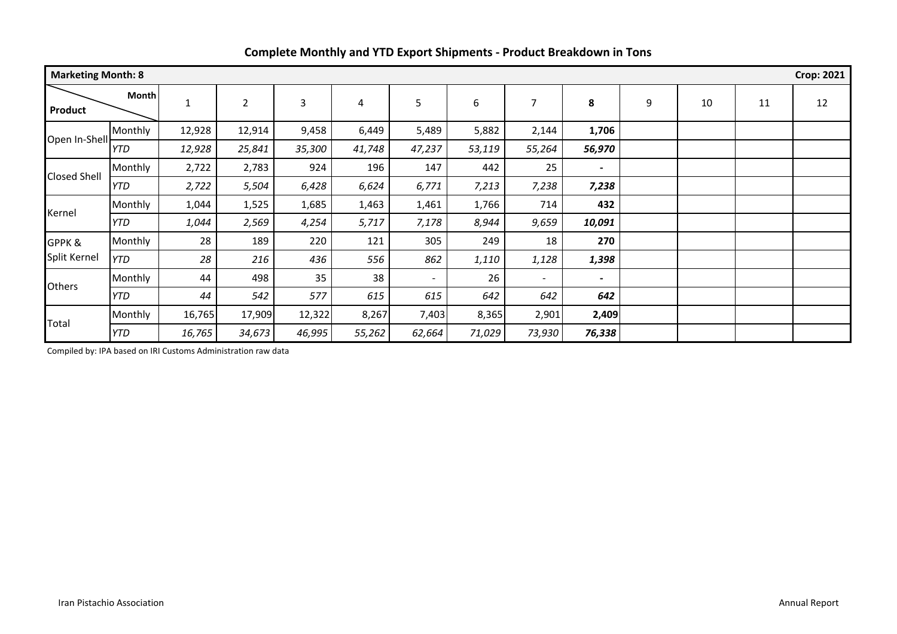## Complete Monthly and YTD Export Shipments - Product Breakdown in Tons

| Marketing Month: 8 | | | | | | | | | | | | | Crop: 2021 |
|---|---|---|---|---|---|---|---|---|---|---|---|---|---|
| Product | Month | 1 | 2 | 3 | 4 | 5 | 6 | 7 | **8** | 9 | 10 | 11 | 12 |
| Open In-Shell | Monthly | 12,928 | 12,914 | 9,458 | 6,449 | 5,489 | 5,882 | 2,144 | **1,706** | | | | |
| | *YTD* | *12,928* | *25,841* | *35,300* | *41,748* | *47,237* | *53,119* | *55,264* | ***56,970*** | | | | |
| Closed Shell | Monthly | 2,722 | 2,783 | 924 | 196 | 147 | 442 | 25 | **-** | | | | |
| | *YTD* | *2,722* | *5,504* | *6,428* | *6,624* | *6,771* | *7,213* | *7,238* | ***7,238*** | | | | |
| Kernel | Monthly | 1,044 | 1,525 | 1,685 | 1,463 | 1,461 | 1,766 | 714 | **432** | | | | |
| | *YTD* | *1,044* | *2,569* | *4,254* | *5,717* | *7,178* | *8,944* | *9,659* | ***10,091*** | | | | |
| GPPK & Split Kernel | Monthly | 28 | 189 | 220 | 121 | 305 | 249 | 18 | **270** | | | | |
| | *YTD* | *28* | *216* | *436* | *556* | *862* | *1,110* | *1,128* | ***1,398*** | | | | |
| Others | Monthly | 44 | 498 | 35 | 38 | - | 26 | - | **-** | | | | |
| | *YTD* | *44* | *542* | *577* | *615* | *615* | *642* | *642* | ***642*** | | | | |
| Total | Monthly | 16,765 | 17,909 | 12,322 | 8,267 | 7,403 | 8,365 | 2,901 | **2,409** | | | | |
| | *YTD* | *16,765* | *34,673* | *46,995* | *55,262* | *62,664* | *71,029* | *73,930* | ***76,338*** | | | | |

Compiled by: IPA based on IRI Customs Administration raw data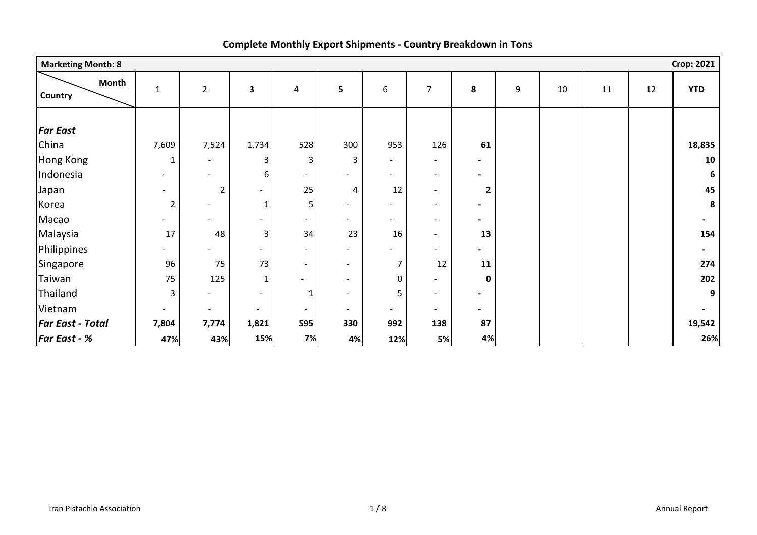## Complete Monthly Export Shipments - Country Breakdown in Tons

| Marketing Month: 8 | | | | | | | | | | | | | Crop: 2021 |
|---|---|---|---|---|---|---|---|---|---|---|---|---|---|
| Country \ Month | 1 | 2 | **3** | 4 | **5** | 6 | 7 | **8** | 9 | 10 | 11 | 12 | **YTD** |
| ***Far East*** | | | | | | | | | | | | | |
| China | 7,609 | 7,524 | 1,734 | 528 | 300 | 953 | 126 | **61** | | | | | **18,835** |
| Hong Kong | 1 | - | 3 | 3 | 3 | - | - | **-** | | | | | **10** |
| Indonesia | - | - | 6 | - | - | - | - | **-** | | | | | **6** |
| Japan | - | 2 | - | 25 | 4 | 12 | - | **2** | | | | | **45** |
| Korea | 2 | - | 1 | 5 | - | - | - | **-** | | | | | **8** |
| Macao | - | - | - | - | - | - | - | **-** | | | | | **-** |
| Malaysia | 17 | 48 | 3 | 34 | 23 | 16 | - | **13** | | | | | **154** |
| Philippines | - | - | - | - | - | - | - | **-** | | | | | **-** |
| Singapore | 96 | 75 | 73 | - | - | 7 | 12 | **11** | | | | | **274** |
| Taiwan | 75 | 125 | 1 | - | - | 0 | - | **0** | | | | | **202** |
| Thailand | 3 | - | - | 1 | - | 5 | - | **-** | | | | | **9** |
| Vietnam | - | - | - | - | - | - | - | **-** | | | | | **-** |
| ***Far East - Total*** | **7,804** | **7,774** | **1,821** | **595** | **330** | **992** | **138** | **87** | | | | | **19,542** |
| ***Far East - %*** | **47%** | **43%** | **15%** | **7%** | **4%** | **12%** | **5%** | **4%** | | | | | **26%** |

Iran Pistachio Association — Annual Report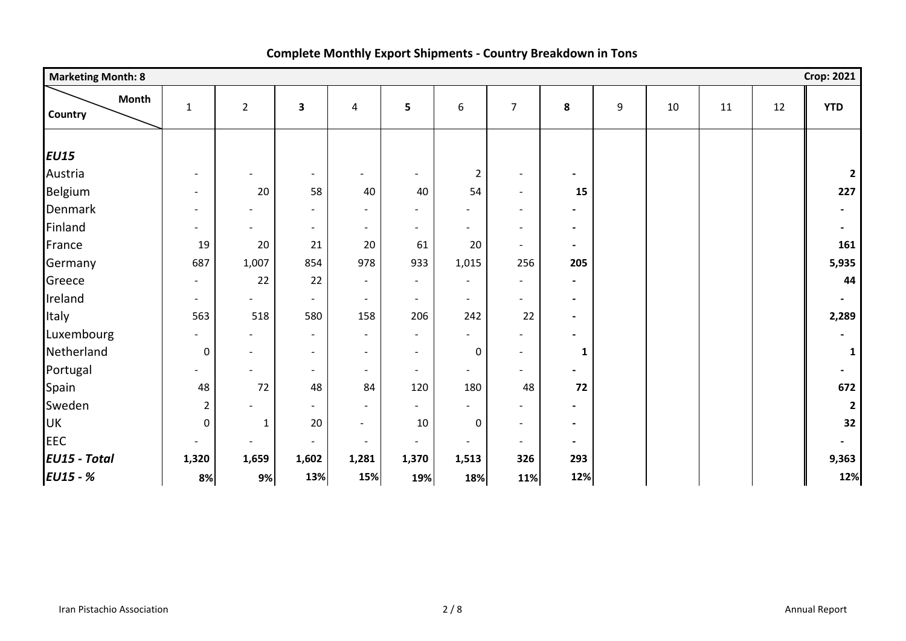## Complete Monthly Export Shipments - Country Breakdown in Tons

| Marketing Month: 8 | | | | | | | | | | | | | Crop: 2021 |
|---|---|---|---|---|---|---|---|---|---|---|---|---|---|
| Country \ Month | 1 | 2 | **3** | 4 | **5** | 6 | 7 | **8** | 9 | 10 | 11 | 12 | **YTD** |
| ***EU15*** | | | | | | | | | | | | | |
| Austria | - | - | - | - | - | 2 | - | **-** | | | | | **2** |
| Belgium | - | 20 | 58 | 40 | 40 | 54 | - | **15** | | | | | **227** |
| Denmark | - | - | - | - | - | - | - | **-** | | | | | **-** |
| Finland | - | - | - | - | - | - | - | **-** | | | | | **-** |
| France | 19 | 20 | 21 | 20 | 61 | 20 | - | **-** | | | | | **161** |
| Germany | 687 | 1,007 | 854 | 978 | 933 | 1,015 | 256 | **205** | | | | | **5,935** |
| Greece | - | 22 | 22 | - | - | - | - | **-** | | | | | **44** |
| Ireland | - | - | - | - | - | - | - | **-** | | | | | **-** |
| Italy | 563 | 518 | 580 | 158 | 206 | 242 | 22 | **-** | | | | | **2,289** |
| Luxembourg | - | - | - | - | - | - | - | **-** | | | | | **-** |
| Netherland | 0 | - | - | - | - | 0 | - | **1** | | | | | **1** |
| Portugal | - | - | - | - | - | - | - | **-** | | | | | **-** |
| Spain | 48 | 72 | 48 | 84 | 120 | 180 | 48 | **72** | | | | | **672** |
| Sweden | 2 | - | - | - | - | - | - | **-** | | | | | **2** |
| UK | 0 | 1 | 20 | - | 10 | 0 | - | **-** | | | | | **32** |
| EEC | - | - | - | - | - | - | - | **-** | | | | | **-** |
| ***EU15 - Total*** | **1,320** | **1,659** | **1,602** | **1,281** | **1,370** | **1,513** | **326** | **293** | | | | | **9,363** |
| ***EU15 - %*** | **8%** | **9%** | **13%** | **15%** | **19%** | **18%** | **11%** | **12%** | | | | | **12%** |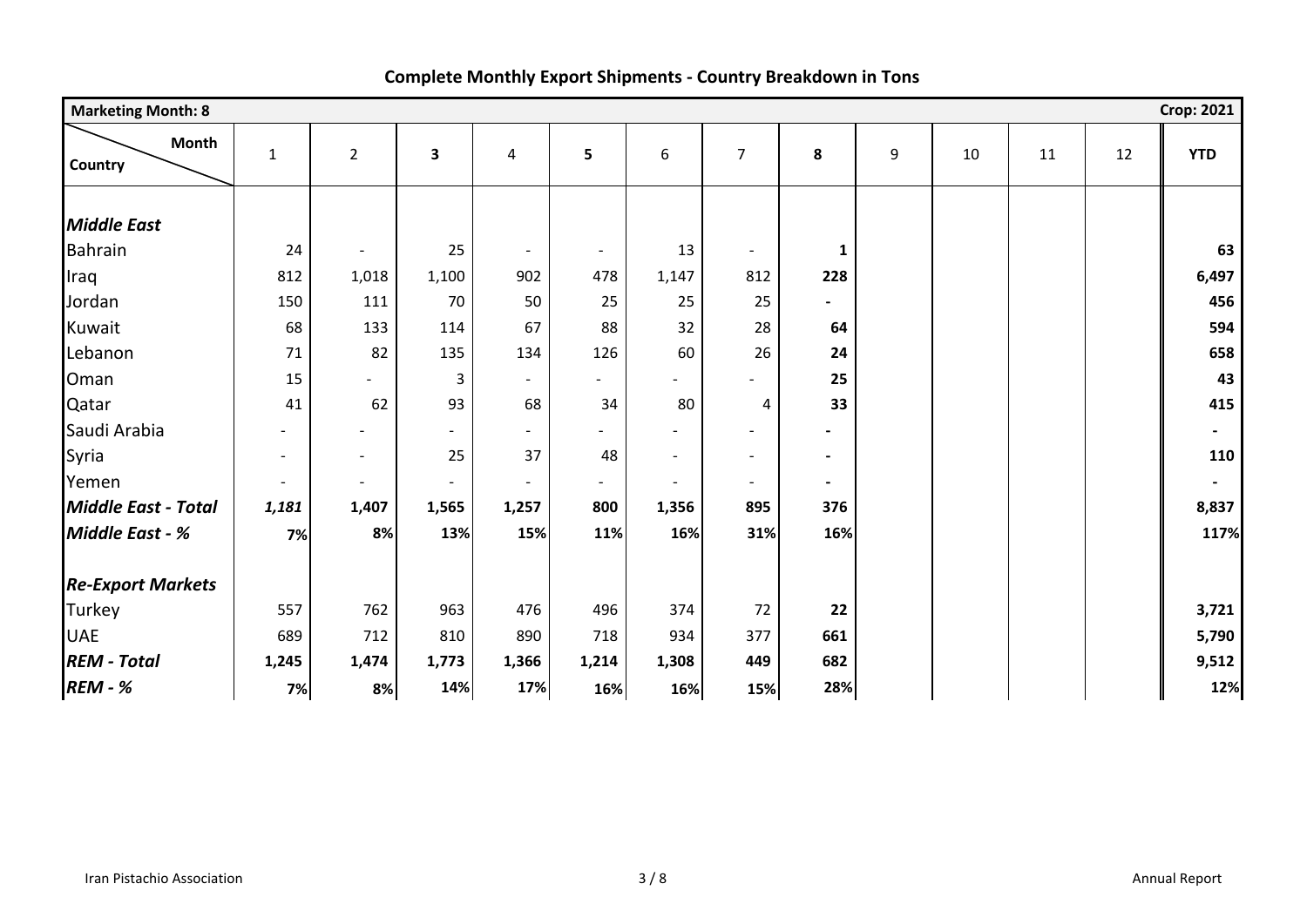# Complete Monthly Export Shipments - Country Breakdown in Tons

| Marketing Month: 8 | | | | | | | | | | | | | Crop: 2021 |
|---|---|---|---|---|---|---|---|---|---|---|---|---|---|
| Country / Month | 1 | 2 | **3** | 4 | **5** | 6 | 7 | **8** | 9 | 10 | 11 | 12 | **YTD** |
| ***Middle East*** | | | | | | | | | | | | | |
| Bahrain | 24 | - | 25 | - | - | 13 | - | **1** | | | | | **63** |
| Iraq | 812 | 1,018 | 1,100 | 902 | 478 | 1,147 | 812 | **228** | | | | | **6,497** |
| Jordan | 150 | 111 | 70 | 50 | 25 | 25 | 25 | **-** | | | | | **456** |
| Kuwait | 68 | 133 | 114 | 67 | 88 | 32 | 28 | **64** | | | | | **594** |
| Lebanon | 71 | 82 | 135 | 134 | 126 | 60 | 26 | **24** | | | | | **658** |
| Oman | 15 | - | 3 | - | - | - | - | **25** | | | | | **43** |
| Qatar | 41 | 62 | 93 | 68 | 34 | 80 | 4 | **33** | | | | | **415** |
| Saudi Arabia | - | - | - | - | - | - | - | **-** | | | | | **-** |
| Syria | - | - | 25 | 37 | 48 | - | - | **-** | | | | | **110** |
| Yemen | - | - | - | - | - | - | - | **-** | | | | | **-** |
| ***Middle East - Total*** | ***1,181*** | **1,407** | **1,565** | **1,257** | **800** | **1,356** | **895** | **376** | | | | | **8,837** |
| ***Middle East - %*** | **7%** | **8%** | **13%** | **15%** | **11%** | **16%** | **31%** | **16%** | | | | | **117%** |
| ***Re-Export Markets*** | | | | | | | | | | | | | |
| Turkey | 557 | 762 | 963 | 476 | 496 | 374 | 72 | **22** | | | | | **3,721** |
| UAE | 689 | 712 | 810 | 890 | 718 | 934 | 377 | **661** | | | | | **5,790** |
| ***REM - Total*** | **1,245** | **1,474** | **1,773** | **1,366** | **1,214** | **1,308** | **449** | **682** | | | | | **9,512** |
| ***REM - %*** | **7%** | **8%** | **14%** | **17%** | **16%** | **16%** | **15%** | **28%** | | | | | **12%** |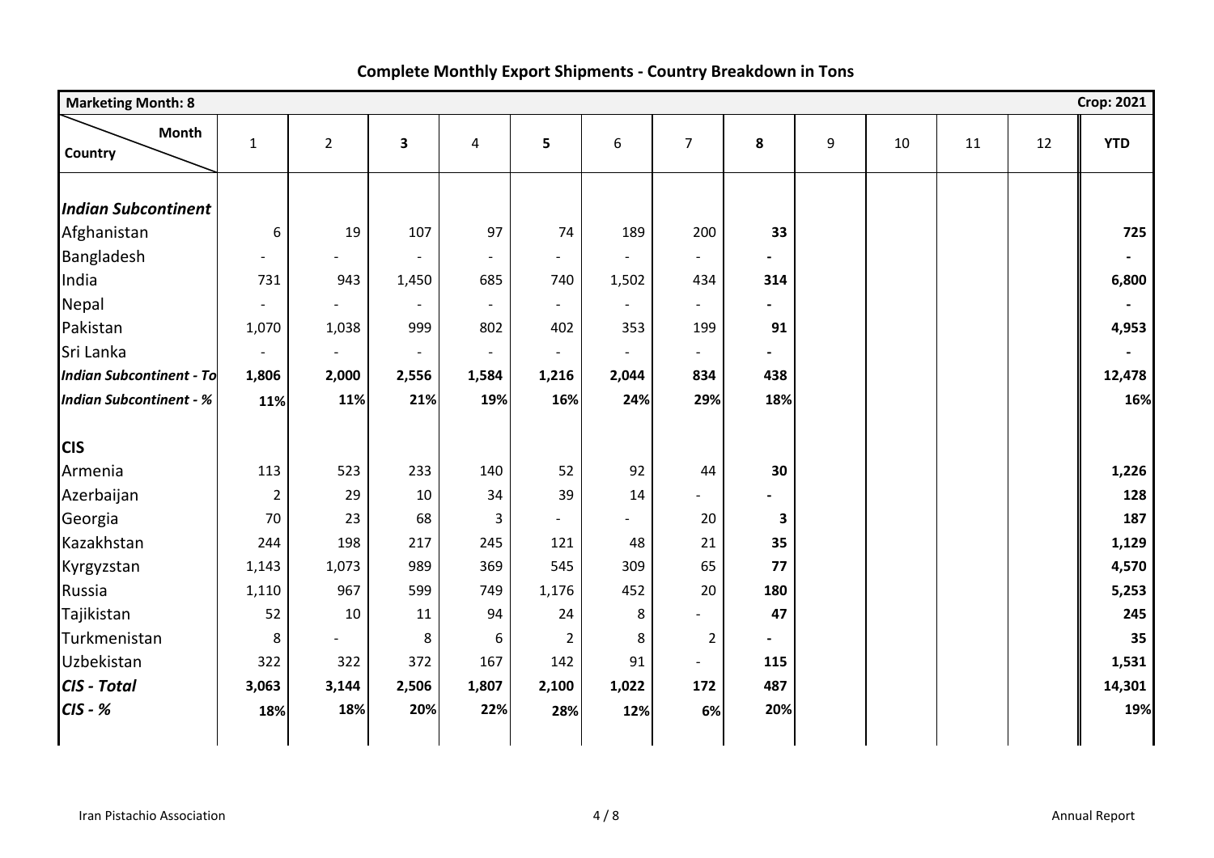# Complete Monthly Export Shipments - Country Breakdown in Tons

| Marketing Month: 8 | | | | | | | | | | | | | Crop: 2021 |
|---|---|---|---|---|---|---|---|---|---|---|---|---|---|
| Country \ Month | 1 | 2 | **3** | 4 | **5** | 6 | 7 | **8** | 9 | 10 | 11 | 12 | **YTD** |
| ***Indian Subcontinent*** | | | | | | | | | | | | | |
| Afghanistan | 6 | 19 | 107 | 97 | 74 | 189 | 200 | **33** | | | | | **725** |
| Bangladesh | - | - | - | - | - | - | - | **-** | | | | | **-** |
| India | 731 | 943 | 1,450 | 685 | 740 | 1,502 | 434 | **314** | | | | | **6,800** |
| Nepal | - | - | - | - | - | - | - | **-** | | | | | **-** |
| Pakistan | 1,070 | 1,038 | 999 | 802 | 402 | 353 | 199 | **91** | | | | | **4,953** |
| Sri Lanka | - | - | - | - | - | - | - | **-** | | | | | **-** |
| ***Indian Subcontinent - To*** | **1,806** | **2,000** | **2,556** | **1,584** | **1,216** | **2,044** | **834** | **438** | | | | | **12,478** |
| ***Indian Subcontinent - %*** | **11%** | **11%** | **21%** | **19%** | **16%** | **24%** | **29%** | **18%** | | | | | **16%** |
| **CIS** | | | | | | | | | | | | | |
| Armenia | 113 | 523 | 233 | 140 | 52 | 92 | 44 | **30** | | | | | **1,226** |
| Azerbaijan | 2 | 29 | 10 | 34 | 39 | 14 | - | **-** | | | | | **128** |
| Georgia | 70 | 23 | 68 | 3 | - | - | 20 | **3** | | | | | **187** |
| Kazakhstan | 244 | 198 | 217 | 245 | 121 | 48 | 21 | **35** | | | | | **1,129** |
| Kyrgyzstan | 1,143 | 1,073 | 989 | 369 | 545 | 309 | 65 | **77** | | | | | **4,570** |
| Russia | 1,110 | 967 | 599 | 749 | 1,176 | 452 | 20 | **180** | | | | | **5,253** |
| Tajikistan | 52 | 10 | 11 | 94 | 24 | 8 | - | **47** | | | | | **245** |
| Turkmenistan | 8 | - | 8 | 6 | 2 | 8 | 2 | **-** | | | | | **35** |
| Uzbekistan | 322 | 322 | 372 | 167 | 142 | 91 | - | **115** | | | | | **1,531** |
| ***CIS - Total*** | **3,063** | **3,144** | **2,506** | **1,807** | **2,100** | **1,022** | **172** | **487** | | | | | **14,301** |
| ***CIS - %*** | **18%** | **18%** | **20%** | **22%** | **28%** | **12%** | **6%** | **20%** | | | | | **19%** |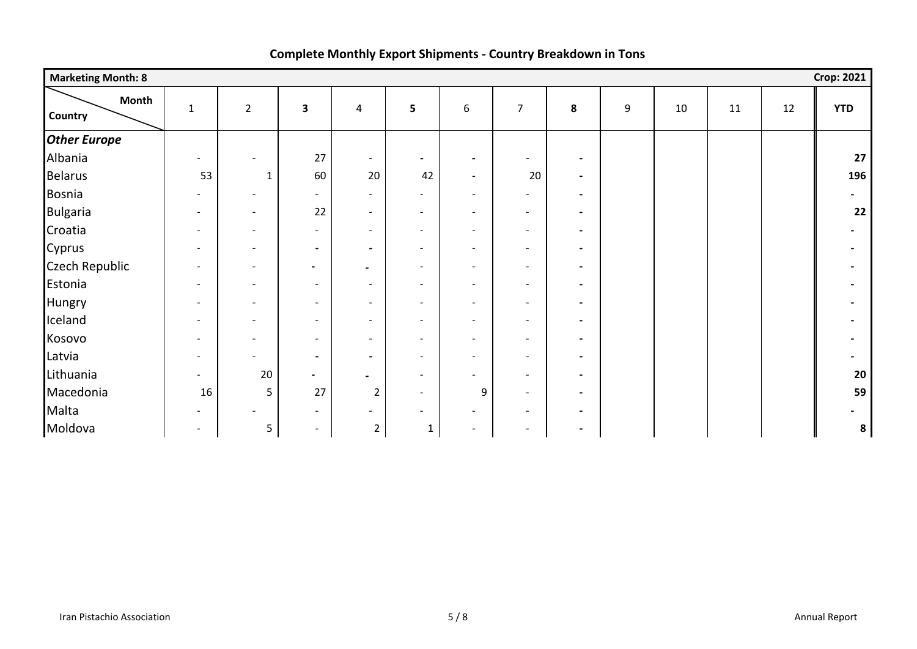## Complete Monthly Export Shipments - Country Breakdown in Tons

| Marketing Month: 8 | | | | | | | | | | | | | Crop: 2021 |
|---|---|---|---|---|---|---|---|---|---|---|---|---|---|
| Country \ Month | 1 | 2 | **3** | 4 | **5** | 6 | 7 | **8** | 9 | 10 | 11 | 12 | **YTD** |
| ***Other Europe*** | | | | | | | | | | | | | |
| Albania | - | - | 27 | - | - | - | - | - | | | | | **27** |
| Belarus | 53 | 1 | 60 | 20 | 42 | - | 20 | - | | | | | **196** |
| Bosnia | - | - | - | - | - | - | - | - | | | | | **-** |
| Bulgaria | - | - | 22 | - | - | - | - | - | | | | | **22** |
| Croatia | - | - | - | - | - | - | - | - | | | | | **-** |
| Cyprus | - | - | - | - | - | - | - | - | | | | | **-** |
| Czech Republic | - | - | - | - | - | - | - | - | | | | | **-** |
| Estonia | - | - | - | - | - | - | - | - | | | | | **-** |
| Hungry | - | - | - | - | - | - | - | - | | | | | **-** |
| Iceland | - | - | - | - | - | - | - | - | | | | | **-** |
| Kosovo | - | - | - | - | - | - | - | - | | | | | **-** |
| Latvia | - | - | - | - | - | - | - | - | | | | | **-** |
| Lithuania | - | 20 | - | - | - | - | - | - | | | | | **20** |
| Macedonia | 16 | 5 | 27 | 2 | - | 9 | - | - | | | | | **59** |
| Malta | - | - | - | - | - | - | - | - | | | | | **-** |
| Moldova | - | 5 | - | 2 | 1 | - | - | - | | | | | **8** |

Iran Pistachio Association

Annual Report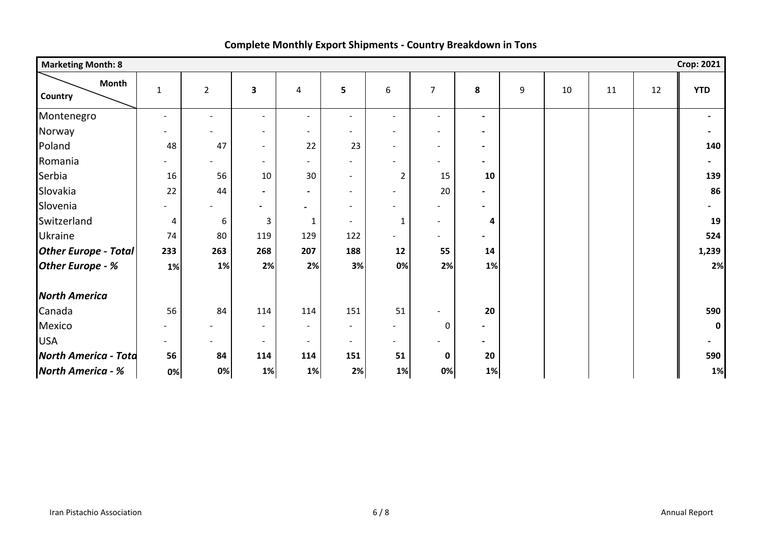## Complete Monthly Export Shipments - Country Breakdown in Tons

| Marketing Month: 8 | | | | | | | | | | | | | Crop: 2021 |
|---|---|---|---|---|---|---|---|---|---|---|---|---|---|
| Country \ Month | 1 | 2 | **3** | 4 | **5** | 6 | 7 | **8** | 9 | 10 | 11 | 12 | **YTD** |
| Montenegro | - | - | - | - | - | - | - | **-** | | | | | **-** |
| Norway | - | - | - | - | - | - | - | **-** | | | | | **-** |
| Poland | 48 | 47 | - | 22 | 23 | - | - | **-** | | | | | **140** |
| Romania | - | - | - | - | - | - | - | **-** | | | | | **-** |
| Serbia | 16 | 56 | 10 | 30 | - | 2 | 15 | **10** | | | | | **139** |
| Slovakia | 22 | 44 | **-** | **-** | - | - | 20 | **-** | | | | | **86** |
| Slovenia | - | - | **-** | **-** | - | - | - | **-** | | | | | **-** |
| Switzerland | 4 | 6 | 3 | 1 | - | 1 | - | **4** | | | | | **19** |
| Ukraine | 74 | 80 | 119 | 129 | 122 | - | - | **-** | | | | | **524** |
| ***Other Europe - Total*** | **233** | **263** | **268** | **207** | **188** | **12** | **55** | **14** | | | | | **1,239** |
| ***Other Europe - %*** | **1%** | **1%** | **2%** | **2%** | **3%** | **0%** | **2%** | **1%** | | | | | **2%** |
| | | | | | | | | | | | | | |
| ***North America*** | | | | | | | | | | | | | |
| Canada | 56 | 84 | 114 | 114 | 151 | 51 | - | **20** | | | | | **590** |
| Mexico | - | - | - | - | - | - | 0 | **-** | | | | | **0** |
| USA | - | - | - | - | - | - | - | **-** | | | | | **-** |
| ***North America - Tota*** | **56** | **84** | **114** | **114** | **151** | **51** | **0** | **20** | | | | | **590** |
| ***North America - %*** | **0%** | **0%** | **1%** | **1%** | **2%** | **1%** | **0%** | **1%** | | | | | **1%** |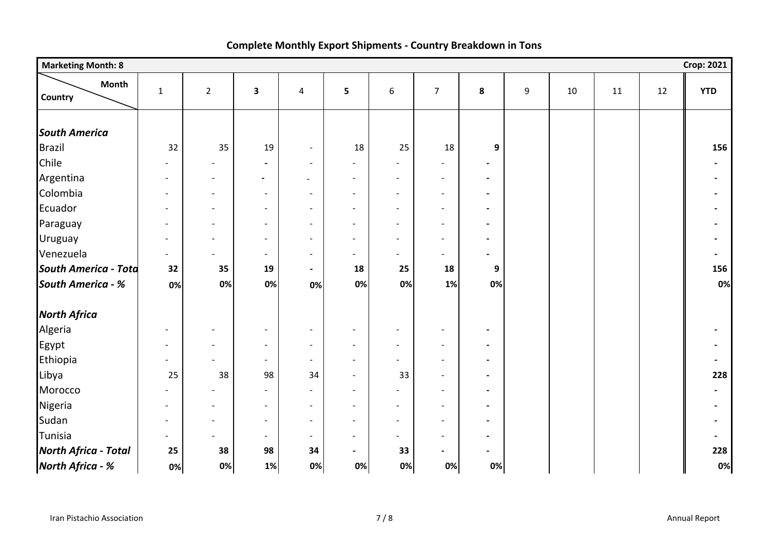## Complete Monthly Export Shipments - Country Breakdown in Tons

| Marketing Month: 8 | | | | | | | | | | | | | Crop: 2021 |
|---|---|---|---|---|---|---|---|---|---|---|---|---|---|
| Country / Month | 1 | 2 | **3** | 4 | **5** | 6 | 7 | **8** | 9 | 10 | 11 | 12 | **YTD** |
| ***South America*** | | | | | | | | | | | | | |
| Brazil | 32 | 35 | 19 | - | 18 | 25 | 18 | **9** | | | | | **156** |
| Chile | - | - | - | - | - | - | - | - | | | | | - |
| Argentina | - | - | - | - | - | - | - | - | | | | | - |
| Colombia | - | - | - | - | - | - | - | - | | | | | - |
| Ecuador | - | - | - | - | - | - | - | - | | | | | - |
| Paraguay | - | - | - | - | - | - | - | - | | | | | - |
| Uruguay | - | - | - | - | - | - | - | - | | | | | - |
| Venezuela | - | - | - | - | - | - | - | - | | | | | - |
| ***South America - Tota*** | **32** | **35** | **19** | **-** | **18** | **25** | **18** | **9** | | | | | **156** |
| ***South America - %*** | **0%** | **0%** | **0%** | **0%** | **0%** | **0%** | **1%** | **0%** | | | | | **0%** |
| ***North Africa*** | | | | | | | | | | | | | |
| Algeria | - | - | - | - | - | - | - | - | | | | | - |
| Egypt | - | - | - | - | - | - | - | - | | | | | - |
| Ethiopia | - | - | - | - | - | - | - | - | | | | | - |
| Libya | 25 | 38 | 98 | 34 | - | 33 | - | - | | | | | **228** |
| Morocco | - | - | - | - | - | - | - | - | | | | | - |
| Nigeria | - | - | - | - | - | - | - | - | | | | | - |
| Sudan | - | - | - | - | - | - | - | - | | | | | - |
| Tunisia | - | - | - | - | - | - | - | - | | | | | - |
| ***North Africa - Total*** | **25** | **38** | **98** | **34** | **-** | **33** | **-** | **-** | | | | | **228** |
| ***North Africa - %*** | **0%** | **0%** | **1%** | **0%** | **0%** | **0%** | **0%** | **0%** | | | | | **0%** |

Iran Pistachio Association

Annual Report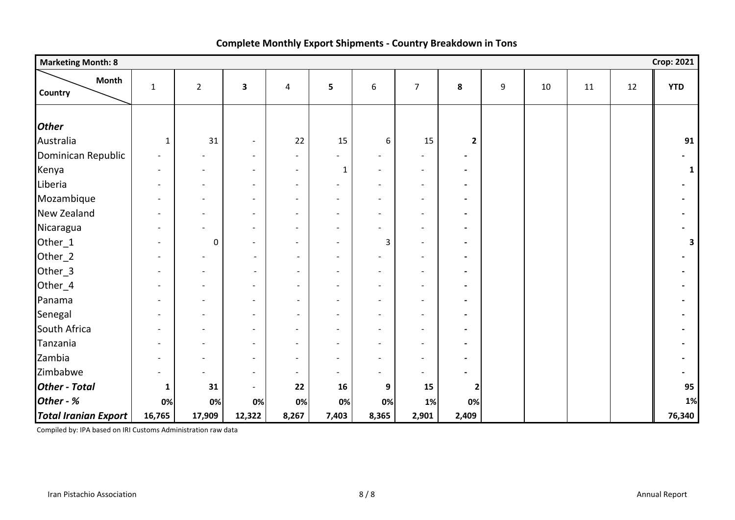## Complete Monthly Export Shipments - Country Breakdown in Tons

| Marketing Month: 8 | | | | | | | | | | | | | Crop: 2021 |
|---|---|---|---|---|---|---|---|---|---|---|---|---|---|
| Country / Month | 1 | 2 | **3** | 4 | **5** | 6 | 7 | **8** | 9 | 10 | 11 | 12 | **YTD** |
| ***Other*** | | | | | | | | | | | | | |
| Australia | 1 | 31 | - | 22 | 15 | 6 | 15 | **2** | | | | | **91** |
| Dominican Republic | - | - | - | - | - | - | - | **-** | | | | | **-** |
| Kenya | - | - | - | - | 1 | - | - | **-** | | | | | **1** |
| Liberia | - | - | - | - | - | - | - | **-** | | | | | **-** |
| Mozambique | - | - | - | - | - | - | - | **-** | | | | | **-** |
| New Zealand | - | - | - | - | - | - | - | **-** | | | | | **-** |
| Nicaragua | - | - | - | - | - | - | - | **-** | | | | | **-** |
| Other_1 | - | 0 | - | - | - | 3 | - | **-** | | | | | **3** |
| Other_2 | - | - | - | - | - | - | - | **-** | | | | | **-** |
| Other_3 | - | - | - | - | - | - | - | **-** | | | | | **-** |
| Other_4 | - | - | - | - | - | - | - | **-** | | | | | **-** |
| Panama | - | - | - | - | - | - | - | **-** | | | | | **-** |
| Senegal | - | - | - | - | - | - | - | **-** | | | | | **-** |
| South Africa | - | - | - | - | - | - | - | **-** | | | | | **-** |
| Tanzania | - | - | - | - | - | - | - | **-** | | | | | **-** |
| Zambia | - | - | - | - | - | - | - | **-** | | | | | **-** |
| Zimbabwe | - | - | - | - | - | - | - | **-** | | | | | **-** |
| ***Other - Total*** | **1** | **31** | - | **22** | **16** | **9** | **15** | **2** | | | | | **95** |
| ***Other - %*** | **0%** | **0%** | **0%** | **0%** | **0%** | **0%** | **1%** | **0%** | | | | | **1%** |
| ***Total Iranian Export*** | **16,765** | **17,909** | **12,322** | **8,267** | **7,403** | **8,365** | **2,901** | **2,409** | | | | | **76,340** |

Compiled by: IPA based on IRI Customs Administration raw data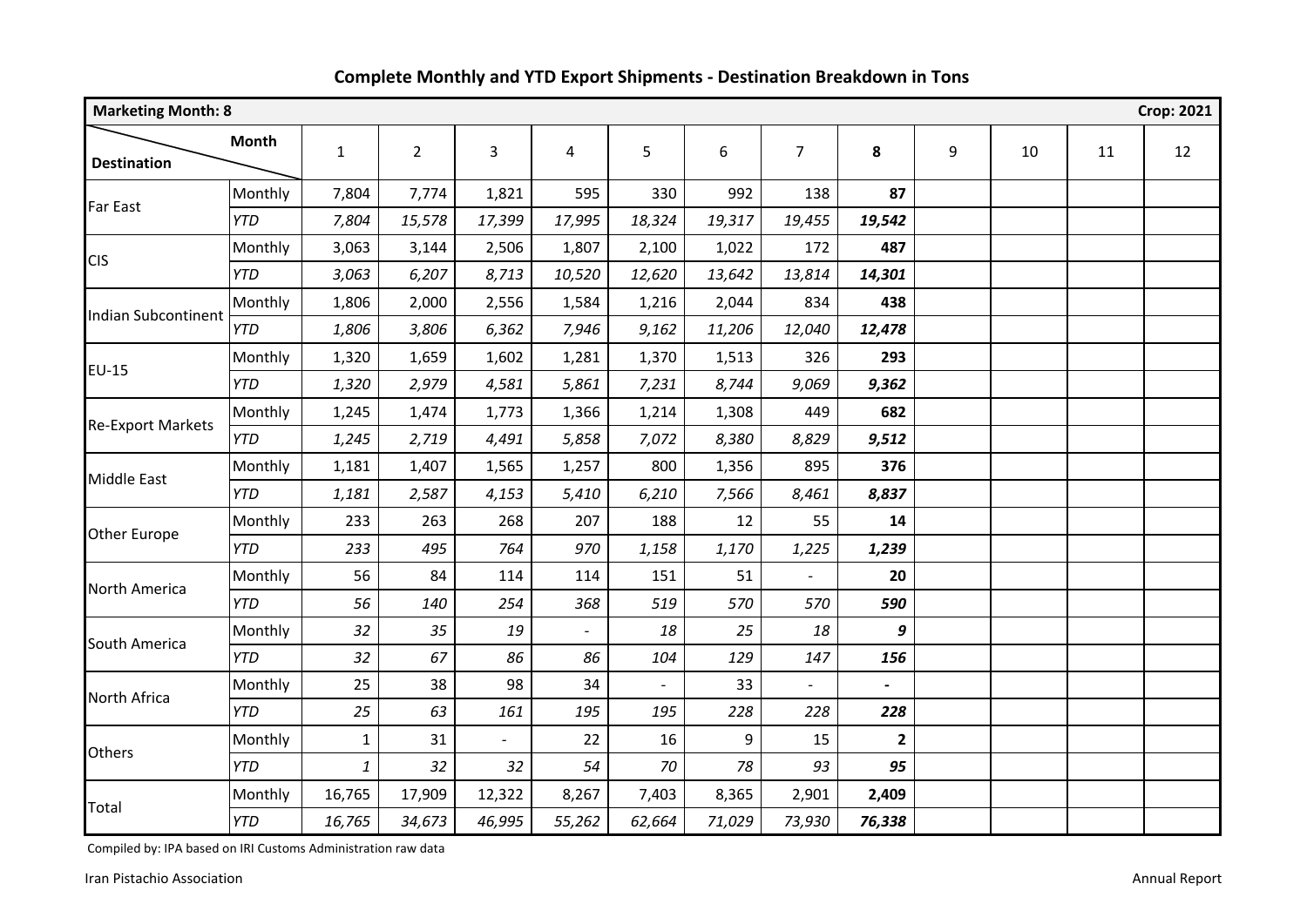## Complete Monthly and YTD Export Shipments - Destination Breakdown in Tons

| Marketing Month: 8 | | | | | | | | | | | | | Crop: 2021 |
|---|---|---|---|---|---|---|---|---|---|---|---|---|---|
| **Destination** | **Month** | 1 | 2 | 3 | 4 | 5 | 6 | 7 | **8** | 9 | 10 | 11 | 12 |
| Far East | Monthly | 7,804 | 7,774 | 1,821 | 595 | 330 | 992 | 138 | **87** | | | | |
| | *YTD* | *7,804* | *15,578* | *17,399* | *17,995* | *18,324* | *19,317* | *19,455* | ***19,542*** | | | | |
| CIS | Monthly | 3,063 | 3,144 | 2,506 | 1,807 | 2,100 | 1,022 | 172 | **487** | | | | |
| | *YTD* | *3,063* | *6,207* | *8,713* | *10,520* | *12,620* | *13,642* | *13,814* | ***14,301*** | | | | |
| Indian Subcontinent | Monthly | 1,806 | 2,000 | 2,556 | 1,584 | 1,216 | 2,044 | 834 | **438** | | | | |
| | *YTD* | *1,806* | *3,806* | *6,362* | *7,946* | *9,162* | *11,206* | *12,040* | ***12,478*** | | | | |
| EU-15 | Monthly | 1,320 | 1,659 | 1,602 | 1,281 | 1,370 | 1,513 | 326 | **293** | | | | |
| | *YTD* | *1,320* | *2,979* | *4,581* | *5,861* | *7,231* | *8,744* | *9,069* | ***9,362*** | | | | |
| Re-Export Markets | Monthly | 1,245 | 1,474 | 1,773 | 1,366 | 1,214 | 1,308 | 449 | **682** | | | | |
| | *YTD* | *1,245* | *2,719* | *4,491* | *5,858* | *7,072* | *8,380* | *8,829* | ***9,512*** | | | | |
| Middle East | Monthly | 1,181 | 1,407 | 1,565 | 1,257 | 800 | 1,356 | 895 | **376** | | | | |
| | *YTD* | *1,181* | *2,587* | *4,153* | *5,410* | *6,210* | *7,566* | *8,461* | ***8,837*** | | | | |
| Other Europe | Monthly | 233 | 263 | 268 | 207 | 188 | 12 | 55 | **14** | | | | |
| | *YTD* | *233* | *495* | *764* | *970* | *1,158* | *1,170* | *1,225* | ***1,239*** | | | | |
| North America | Monthly | 56 | 84 | 114 | 114 | 151 | 51 | - | **20** | | | | |
| | *YTD* | *56* | *140* | *254* | *368* | *519* | *570* | *570* | ***590*** | | | | |
| South America | Monthly | *32* | *35* | *19* | - | *18* | *25* | *18* | ***9*** | | | | |
| | *YTD* | *32* | *67* | *86* | *86* | *104* | *129* | *147* | ***156*** | | | | |
| North Africa | Monthly | 25 | 38 | 98 | 34 | - | 33 | - | **-** | | | | |
| | *YTD* | *25* | *63* | *161* | *195* | *195* | *228* | *228* | ***228*** | | | | |
| Others | Monthly | 1 | 31 | - | 22 | 16 | 9 | 15 | **2** | | | | |
| | *YTD* | *1* | *32* | *32* | *54* | *70* | *78* | *93* | ***95*** | | | | |
| Total | Monthly | 16,765 | 17,909 | 12,322 | 8,267 | 7,403 | 8,365 | 2,901 | **2,409** | | | | |
| | *YTD* | *16,765* | *34,673* | *46,995* | *55,262* | *62,664* | *71,029* | *73,930* | ***76,338*** | | | | |

Compiled by: IPA based on IRI Customs Administration raw data